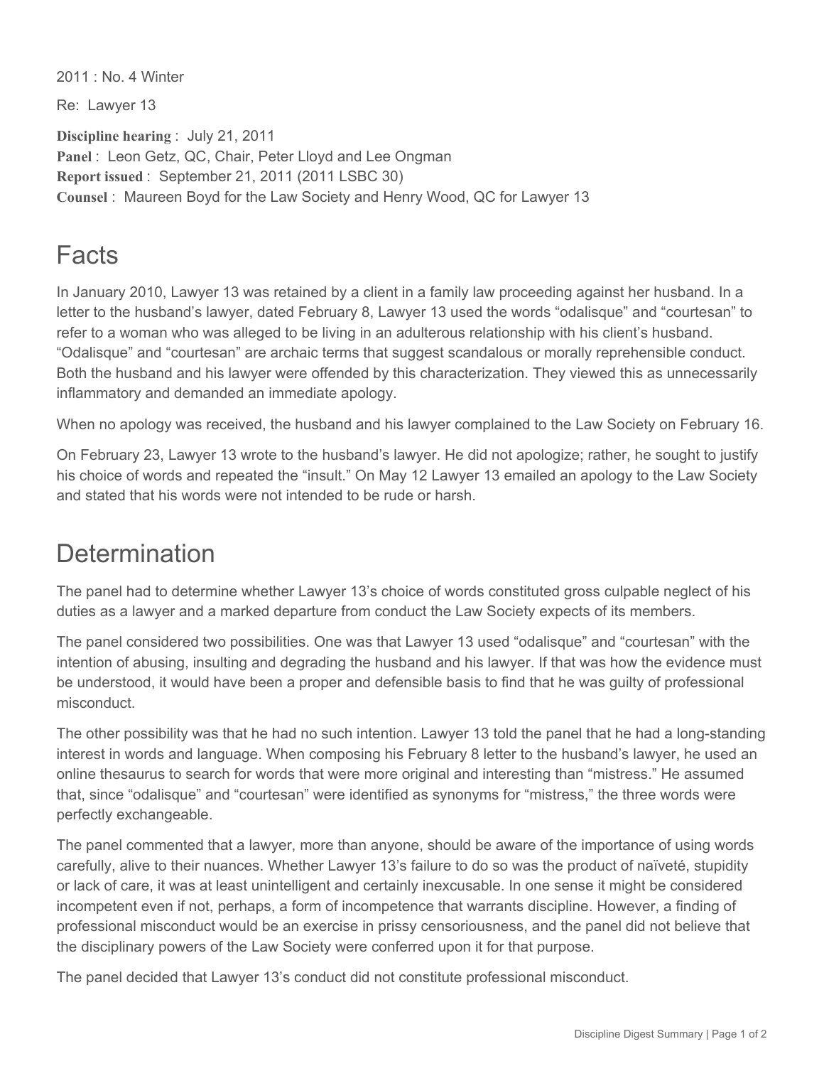2011 : No. 4 Winter

Re: Lawyer 13

**Discipline hearing** : July 21, 2011
**Panel** : Leon Getz, QC, Chair, Peter Lloyd and Lee Ongman
**Report issued** : September 21, 2011 (2011 LSBC 30)
**Counsel** : Maureen Boyd for the Law Society and Henry Wood, QC for Lawyer 13

# Facts

In January 2010, Lawyer 13 was retained by a client in a family law proceeding against her husband. In a letter to the husband's lawyer, dated February 8, Lawyer 13 used the words "odalisque" and "courtesan" to refer to a woman who was alleged to be living in an adulterous relationship with his client's husband. "Odalisque" and "courtesan" are archaic terms that suggest scandalous or morally reprehensible conduct. Both the husband and his lawyer were offended by this characterization. They viewed this as unnecessarily inflammatory and demanded an immediate apology.

When no apology was received, the husband and his lawyer complained to the Law Society on February 16.

On February 23, Lawyer 13 wrote to the husband's lawyer. He did not apologize; rather, he sought to justify his choice of words and repeated the "insult." On May 12 Lawyer 13 emailed an apology to the Law Society and stated that his words were not intended to be rude or harsh.

# Determination

The panel had to determine whether Lawyer 13's choice of words constituted gross culpable neglect of his duties as a lawyer and a marked departure from conduct the Law Society expects of its members.

The panel considered two possibilities. One was that Lawyer 13 used "odalisque" and "courtesan" with the intention of abusing, insulting and degrading the husband and his lawyer. If that was how the evidence must be understood, it would have been a proper and defensible basis to find that he was guilty of professional misconduct.

The other possibility was that he had no such intention. Lawyer 13 told the panel that he had a long-standing interest in words and language. When composing his February 8 letter to the husband's lawyer, he used an online thesaurus to search for words that were more original and interesting than "mistress." He assumed that, since "odalisque" and "courtesan" were identified as synonyms for "mistress," the three words were perfectly exchangeable.

The panel commented that a lawyer, more than anyone, should be aware of the importance of using words carefully, alive to their nuances. Whether Lawyer 13's failure to do so was the product of naïveté, stupidity or lack of care, it was at least unintelligent and certainly inexcusable. In one sense it might be considered incompetent even if not, perhaps, a form of incompetence that warrants discipline. However, a finding of professional misconduct would be an exercise in prissy censoriousness, and the panel did not believe that the disciplinary powers of the Law Society were conferred upon it for that purpose.

The panel decided that Lawyer 13's conduct did not constitute professional misconduct.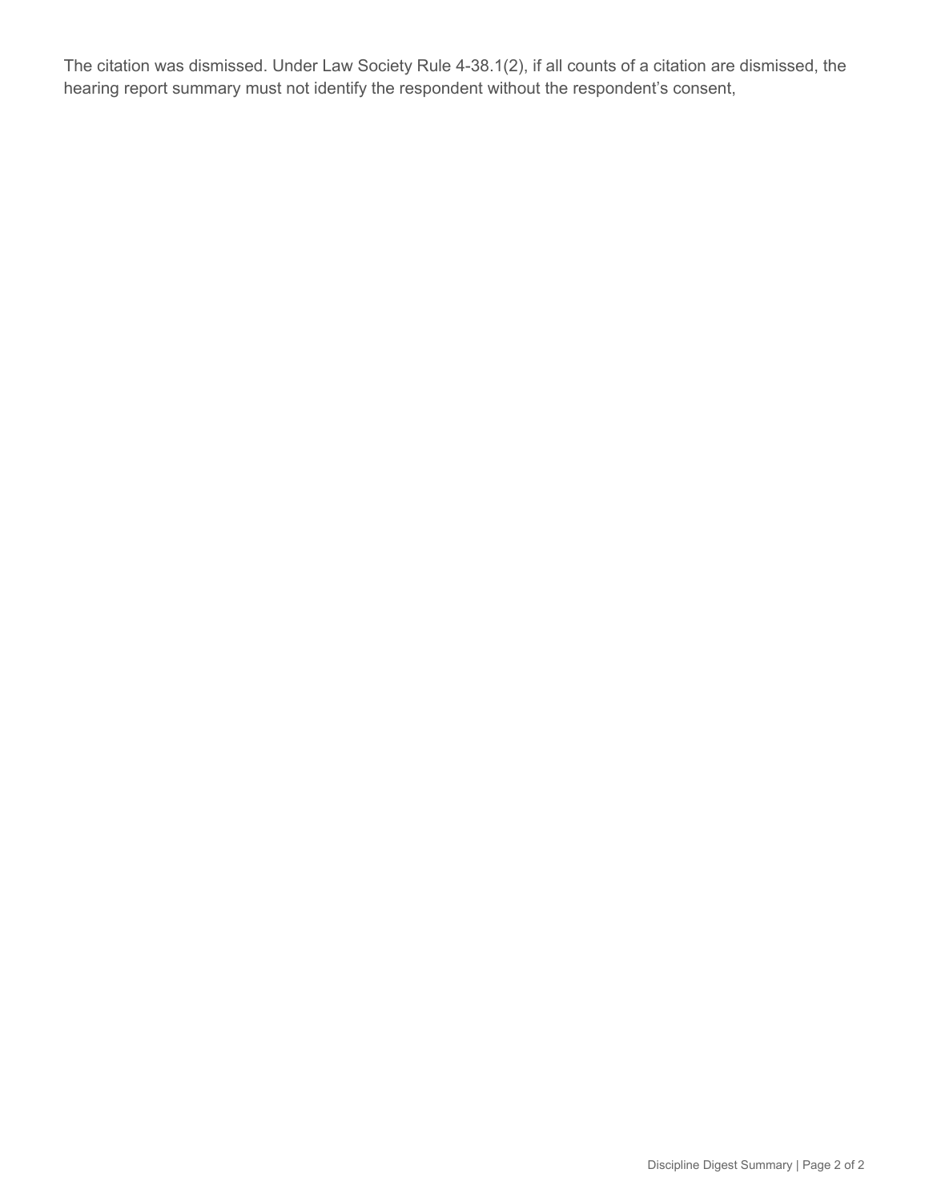The citation was dismissed. Under Law Society Rule 4-38.1(2), if all counts of a citation are dismissed, the hearing report summary must not identify the respondent without the respondent's consent,